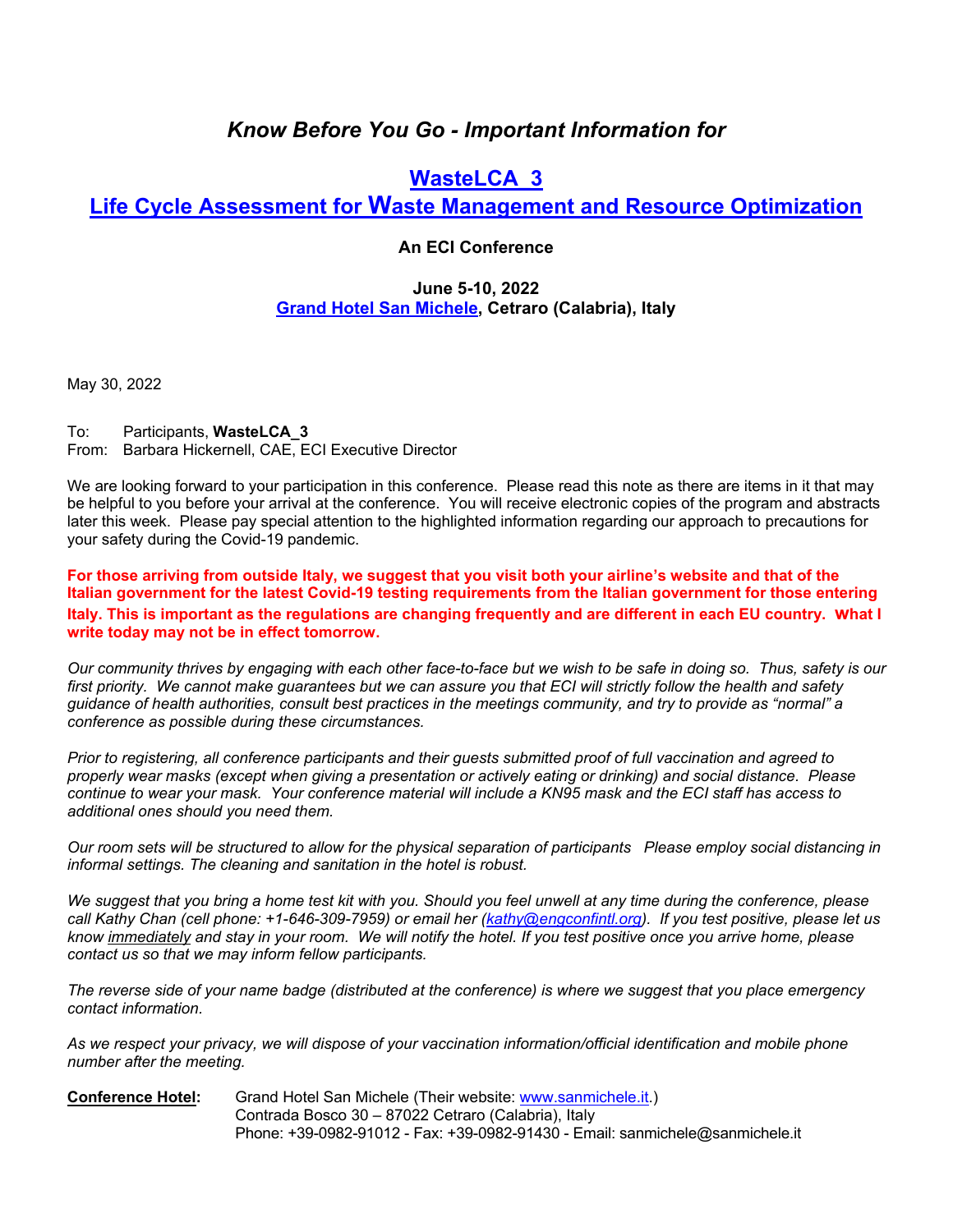## *Know Before You Go - Important Information for*

# WasteLCA_3
# Life Cycle Assessment for Waste Management and Resource Optimization

**An ECI Conference**

**June 5-10, 2022**
**Grand Hotel San Michele, Cetraro (Calabria), Italy**

May 30, 2022

To: Participants, **WasteLCA_3**
From: Barbara Hickernell, CAE, ECI Executive Director

We are looking forward to your participation in this conference. Please read this note as there are items in it that may be helpful to you before your arrival at the conference. You will receive electronic copies of the program and abstracts later this week. Please pay special attention to the highlighted information regarding our approach to precautions for your safety during the Covid-19 pandemic.

**For those arriving from outside Italy, we suggest that you visit both your airline's website and that of the Italian government for the latest Covid-19 testing requirements from the Italian government for those entering Italy. This is important as the regulations are changing frequently and are different in each EU country. What I write today may not be in effect tomorrow.**

*Our community thrives by engaging with each other face-to-face but we wish to be safe in doing so. Thus, safety is our first priority. We cannot make guarantees but we can assure you that ECI will strictly follow the health and safety guidance of health authorities, consult best practices in the meetings community, and try to provide as "normal" a conference as possible during these circumstances.*

*Prior to registering, all conference participants and their guests submitted proof of full vaccination and agreed to properly wear masks (except when giving a presentation or actively eating or drinking) and social distance. Please continue to wear your mask. Your conference material will include a KN95 mask and the ECI staff has access to additional ones should you need them.*

*Our room sets will be structured to allow for the physical separation of participants Please employ social distancing in informal settings. The cleaning and sanitation in the hotel is robust.*

*We suggest that you bring a home test kit with you. Should you feel unwell at any time during the conference, please call Kathy Chan (cell phone: +1-646-309-7959) or email her (kathy@engconfintl.org). If you test positive, please let us know immediately and stay in your room. We will notify the hotel. If you test positive once you arrive home, please contact us so that we may inform fellow participants.*

*The reverse side of your name badge (distributed at the conference) is where we suggest that you place emergency contact information.*

*As we respect your privacy, we will dispose of your vaccination information/official identification and mobile phone number after the meeting.*

**Conference Hotel:** Grand Hotel San Michele (Their website: www.sanmichele.it.)
Contrada Bosco 30 – 87022 Cetraro (Calabria), Italy
Phone: +39-0982-91012 - Fax: +39-0982-91430 - Email: sanmichele@sanmichele.it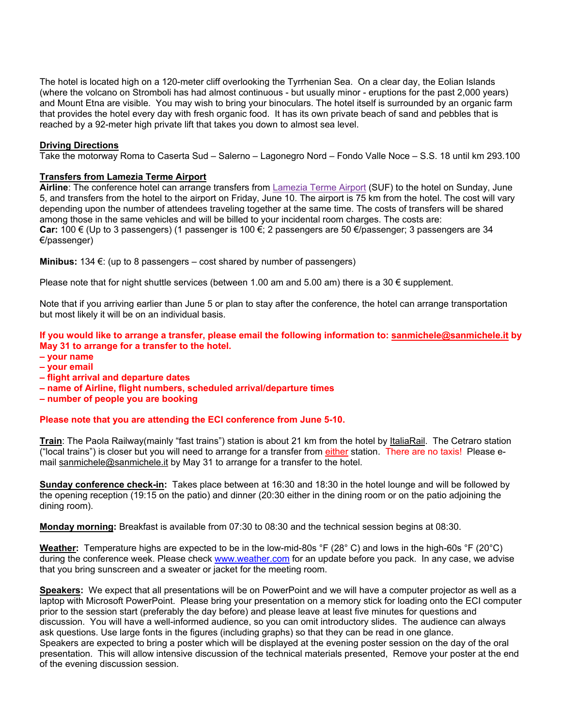The hotel is located high on a 120-meter cliff overlooking the Tyrrhenian Sea. On a clear day, the Eolian Islands (where the volcano on Stromboli has had almost continuous - but usually minor - eruptions for the past 2,000 years) and Mount Etna are visible. You may wish to bring your binoculars. The hotel itself is surrounded by an organic farm that provides the hotel every day with fresh organic food. It has its own private beach of sand and pebbles that is reached by a 92-meter high private lift that takes you down to almost sea level.

**Driving Directions**
Take the motorway Roma to Caserta Sud – Salerno – Lagonegro Nord – Fondo Valle Noce – S.S. 18 until km 293.100

**Transfers from Lamezia Terme Airport**
**Airline**: The conference hotel can arrange transfers from Lamezia Terme Airport (SUF) to the hotel on Sunday, June 5, and transfers from the hotel to the airport on Friday, June 10. The airport is 75 km from the hotel. The cost will vary depending upon the number of attendees traveling together at the same time. The costs of transfers will be shared among those in the same vehicles and will be billed to your incidental room charges. The costs are:
**Car:** 100 € (Up to 3 passengers) (1 passenger is 100 €; 2 passengers are 50 €/passenger; 3 passengers are 34 €/passenger)

**Minibus:** 134 €: (up to 8 passengers – cost shared by number of passengers)

Please note that for night shuttle services (between 1.00 am and 5.00 am) there is a 30 € supplement.

Note that if you arriving earlier than June 5 or plan to stay after the conference, the hotel can arrange transportation but most likely it will be on an individual basis.

**If you would like to arrange a transfer, please email the following information to: sanmichele@sanmichele.it by May 31 to arrange for a transfer to the hotel.**
**– your name**
**– your email**
**– flight arrival and departure dates**
**– name of Airline, flight numbers, scheduled arrival/departure times**
**– number of people you are booking**

**Please note that you are attending the ECI conference from June 5-10.**

**Train**: The Paola Railway(mainly "fast trains") station is about 21 km from the hotel by ItaliaRail. The Cetraro station ("local trains") is closer but you will need to arrange for a transfer from either station. There are no taxis! Please e-mail sanmichele@sanmichele.it by May 31 to arrange for a transfer to the hotel.

**Sunday conference check-in:** Takes place between at 16:30 and 18:30 in the hotel lounge and will be followed by the opening reception (19:15 on the patio) and dinner (20:30 either in the dining room or on the patio adjoining the dining room).

**Monday morning:** Breakfast is available from 07:30 to 08:30 and the technical session begins at 08:30.

**Weather:** Temperature highs are expected to be in the low-mid-80s °F (28° C) and lows in the high-60s °F (20°C) during the conference week. Please check www.weather.com for an update before you pack. In any case, we advise that you bring sunscreen and a sweater or jacket for the meeting room.

**Speakers:** We expect that all presentations will be on PowerPoint and we will have a computer projector as well as a laptop with Microsoft PowerPoint. Please bring your presentation on a memory stick for loading onto the ECI computer prior to the session start (preferably the day before) and please leave at least five minutes for questions and discussion. You will have a well-informed audience, so you can omit introductory slides. The audience can always ask questions. Use large fonts in the figures (including graphs) so that they can be read in one glance.
Speakers are expected to bring a poster which will be displayed at the evening poster session on the day of the oral presentation. This will allow intensive discussion of the technical materials presented, Remove your poster at the end of the evening discussion session.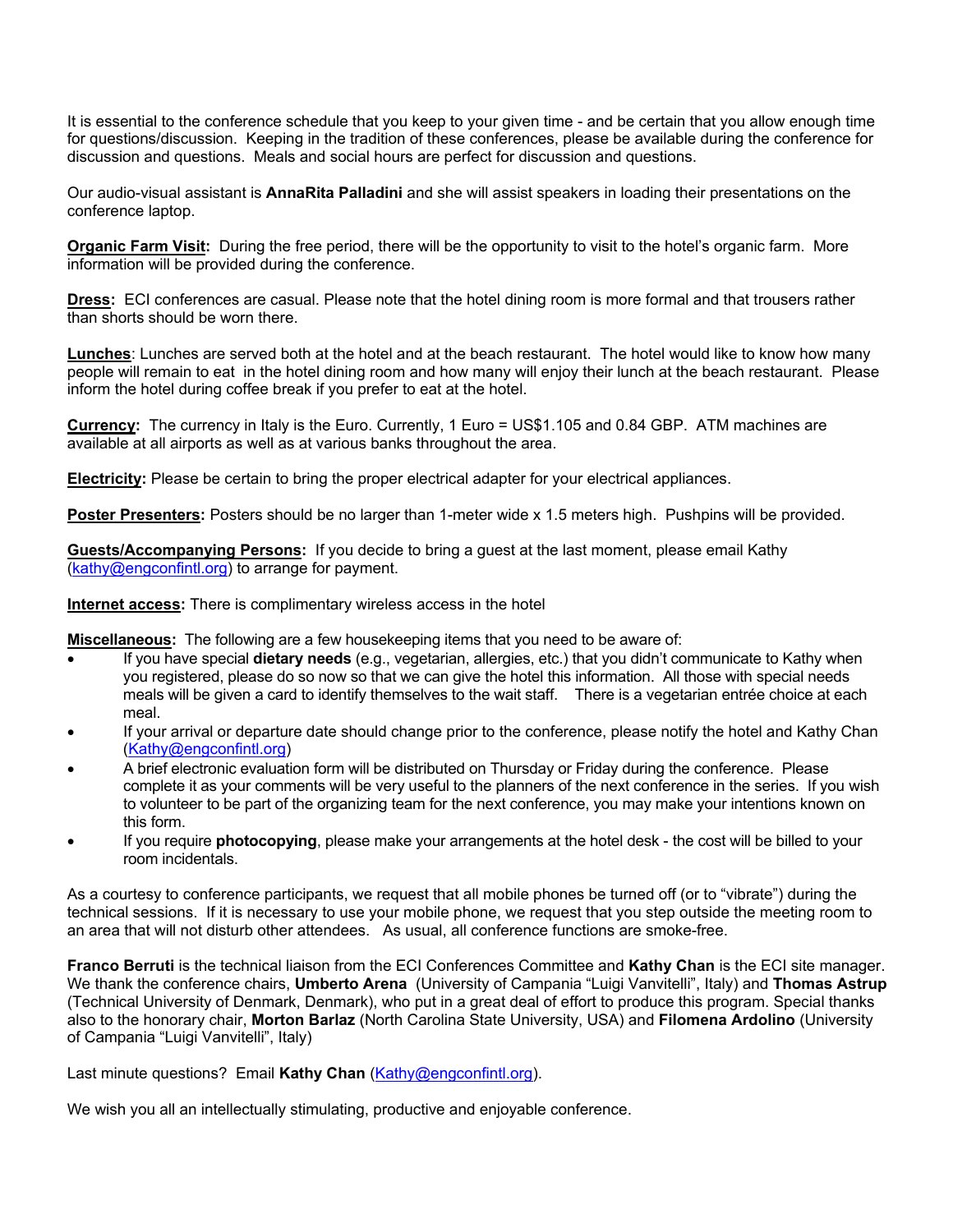It is essential to the conference schedule that you keep to your given time - and be certain that you allow enough time for questions/discussion. Keeping in the tradition of these conferences, please be available during the conference for discussion and questions. Meals and social hours are perfect for discussion and questions.

Our audio-visual assistant is **AnnaRita Palladini** and she will assist speakers in loading their presentations on the conference laptop.

**Organic Farm Visit:** During the free period, there will be the opportunity to visit to the hotel's organic farm. More information will be provided during the conference.

**Dress:** ECI conferences are casual. Please note that the hotel dining room is more formal and that trousers rather than shorts should be worn there.

**Lunches**: Lunches are served both at the hotel and at the beach restaurant. The hotel would like to know how many people will remain to eat in the hotel dining room and how many will enjoy their lunch at the beach restaurant. Please inform the hotel during coffee break if you prefer to eat at the hotel.

**Currency:** The currency in Italy is the Euro. Currently, 1 Euro = US$1.105 and 0.84 GBP. ATM machines are available at all airports as well as at various banks throughout the area.

**Electricity:** Please be certain to bring the proper electrical adapter for your electrical appliances.

**Poster Presenters:** Posters should be no larger than 1-meter wide x 1.5 meters high. Pushpins will be provided.

**Guests/Accompanying Persons:** If you decide to bring a guest at the last moment, please email Kathy (kathy@engconfintl.org) to arrange for payment.

**Internet access:** There is complimentary wireless access in the hotel

**Miscellaneous:** The following are a few housekeeping items that you need to be aware of:

- If you have special **dietary needs** (e.g., vegetarian, allergies, etc.) that you didn't communicate to Kathy when you registered, please do so now so that we can give the hotel this information. All those with special needs meals will be given a card to identify themselves to the wait staff. There is a vegetarian entrée choice at each meal.
- If your arrival or departure date should change prior to the conference, please notify the hotel and Kathy Chan (Kathy@engconfintl.org)
- A brief electronic evaluation form will be distributed on Thursday or Friday during the conference. Please complete it as your comments will be very useful to the planners of the next conference in the series. If you wish to volunteer to be part of the organizing team for the next conference, you may make your intentions known on this form.
- If you require **photocopying**, please make your arrangements at the hotel desk - the cost will be billed to your room incidentals.

As a courtesy to conference participants, we request that all mobile phones be turned off (or to "vibrate") during the technical sessions. If it is necessary to use your mobile phone, we request that you step outside the meeting room to an area that will not disturb other attendees. As usual, all conference functions are smoke-free.

**Franco Berruti** is the technical liaison from the ECI Conferences Committee and **Kathy Chan** is the ECI site manager. We thank the conference chairs, **Umberto Arena** (University of Campania "Luigi Vanvitelli", Italy) and **Thomas Astrup** (Technical University of Denmark, Denmark), who put in a great deal of effort to produce this program. Special thanks also to the honorary chair, **Morton Barlaz** (North Carolina State University, USA) and **Filomena Ardolino** (University of Campania "Luigi Vanvitelli", Italy)

Last minute questions? Email **Kathy Chan** (Kathy@engconfintl.org).

We wish you all an intellectually stimulating, productive and enjoyable conference.